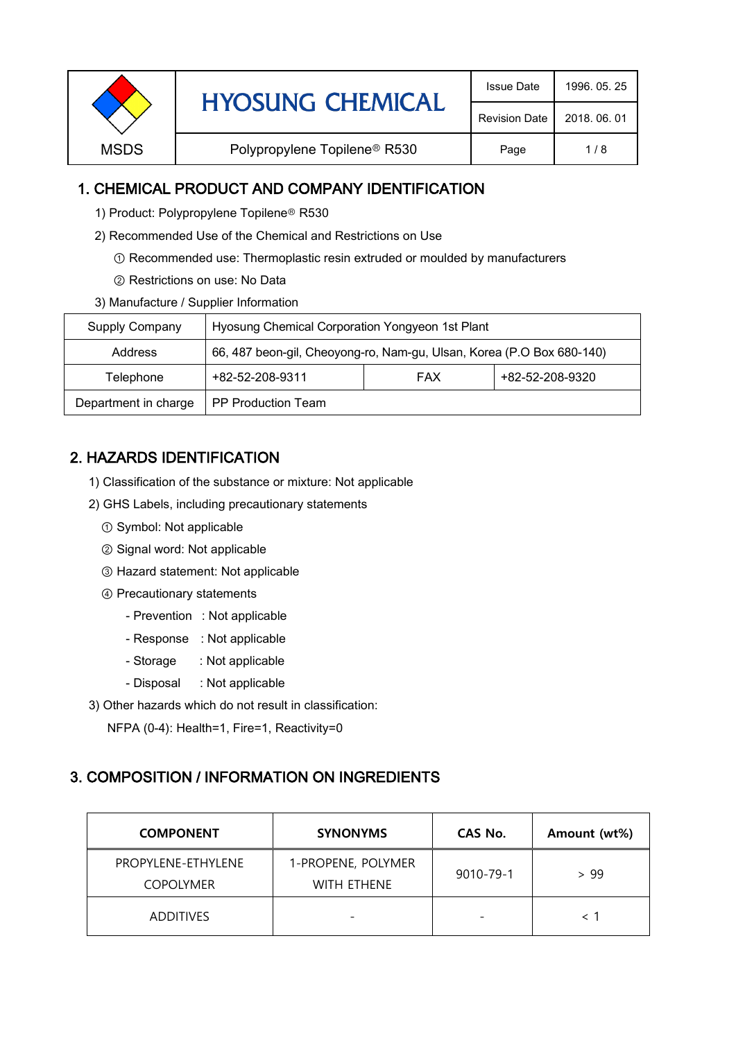| MSDS | HYOSUNG CHEMICAL | Issue Date | 1996. 05. 25 |
|---|---|---|---|
| | | Revision Date | 2018. 06. 01 |
| | Polypropylene Topilene® R530 | Page | 1 / 8 |

## 1. CHEMICAL PRODUCT AND COMPANY IDENTIFICATION

1) Product: Polypropylene Topilene® R530

2) Recommended Use of the Chemical and Restrictions on Use

① Recommended use: Thermoplastic resin extruded or moulded by manufacturers

② Restrictions on use: No Data

3) Manufacture / Supplier Information

| Supply Company | Hyosung Chemical Corporation Yongyeon 1st Plant | | |
|---|---|---|---|
| Address | 66, 487 beon-gil, Cheoyong-ro, Nam-gu, Ulsan, Korea (P.O Box 680-140) | | |
| Telephone | +82-52-208-9311 | FAX | +82-52-208-9320 |
| Department in charge | PP Production Team | | |

## 2. HAZARDS IDENTIFICATION

1) Classification of the substance or mixture: Not applicable

2) GHS Labels, including precautionary statements

① Symbol: Not applicable

② Signal word: Not applicable

③ Hazard statement: Not applicable

④ Precautionary statements

- Prevention : Not applicable
- Response : Not applicable
- Storage : Not applicable
- Disposal : Not applicable

3) Other hazards which do not result in classification:

NFPA (0-4): Health=1, Fire=1, Reactivity=0

## 3. COMPOSITION / INFORMATION ON INGREDIENTS

| COMPONENT | SYNONYMS | CAS No. | Amount (wt%) |
|---|---|---|---|
| PROPYLENE-ETHYLENE COPOLYMER | 1-PROPENE, POLYMER WITH ETHENE | 9010-79-1 | > 99 |
| ADDITIVES | - | - | < 1 |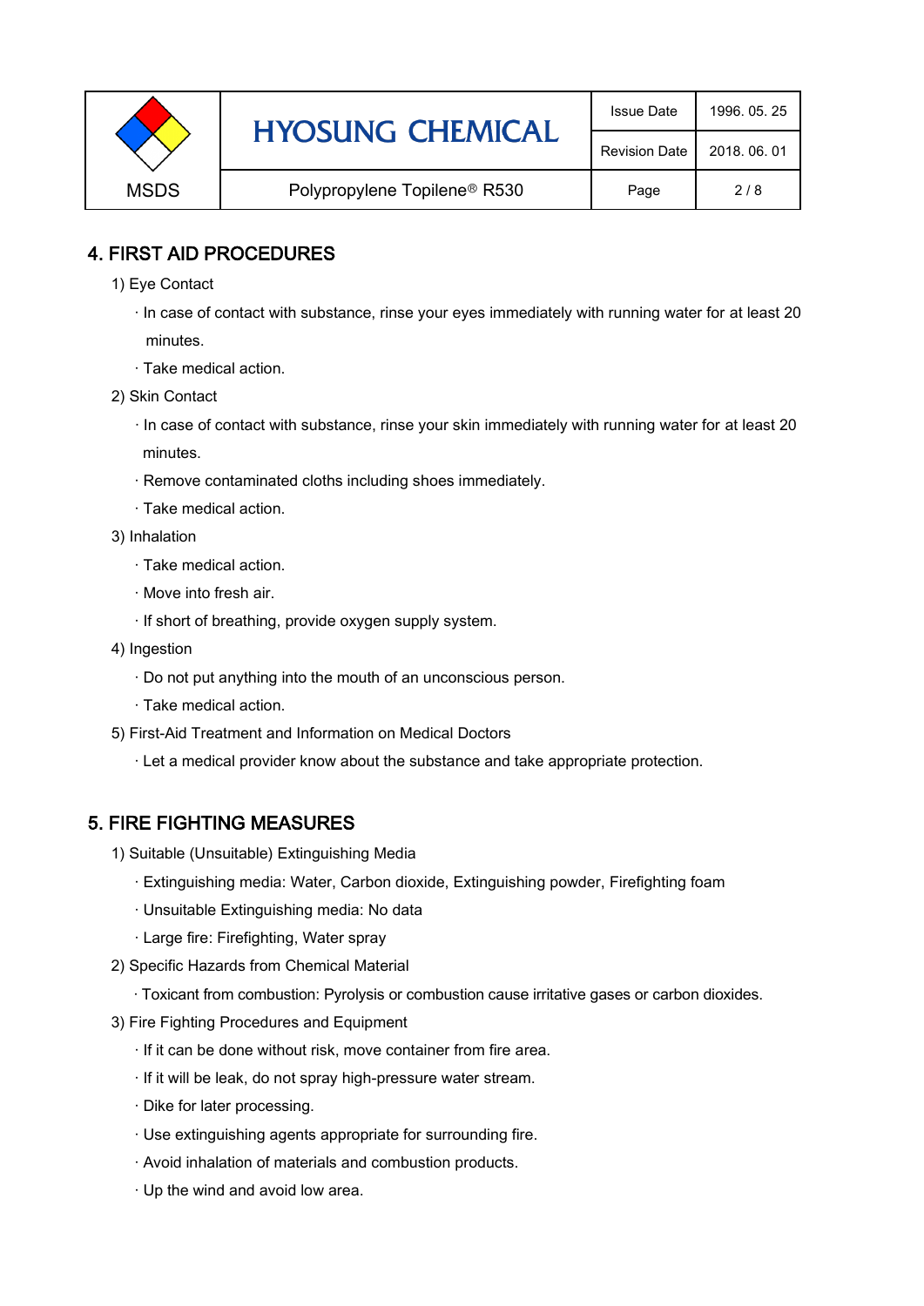## 4. FIRST AID PROCEDURES

1) Eye Contact

- In case of contact with substance, rinse your eyes immediately with running water for at least 20 minutes.
- Take medical action.

2) Skin Contact

- In case of contact with substance, rinse your skin immediately with running water for at least 20 minutes.
- Remove contaminated cloths including shoes immediately.
- Take medical action.

3) Inhalation

- Take medical action.
- Move into fresh air.
- If short of breathing, provide oxygen supply system.

4) Ingestion

- Do not put anything into the mouth of an unconscious person.
- Take medical action.

5) First-Aid Treatment and Information on Medical Doctors

- Let a medical provider know about the substance and take appropriate protection.

## 5. FIRE FIGHTING MEASURES

1) Suitable (Unsuitable) Extinguishing Media

- Extinguishing media: Water, Carbon dioxide, Extinguishing powder, Firefighting foam
- Unsuitable Extinguishing media: No data
- Large fire: Firefighting, Water spray

2) Specific Hazards from Chemical Material

- Toxicant from combustion: Pyrolysis or combustion cause irritative gases or carbon dioxides.

3) Fire Fighting Procedures and Equipment

- If it can be done without risk, move container from fire area.
- If it will be leak, do not spray high-pressure water stream.
- Dike for later processing.
- Use extinguishing agents appropriate for surrounding fire.
- Avoid inhalation of materials and combustion products.
- Up the wind and avoid low area.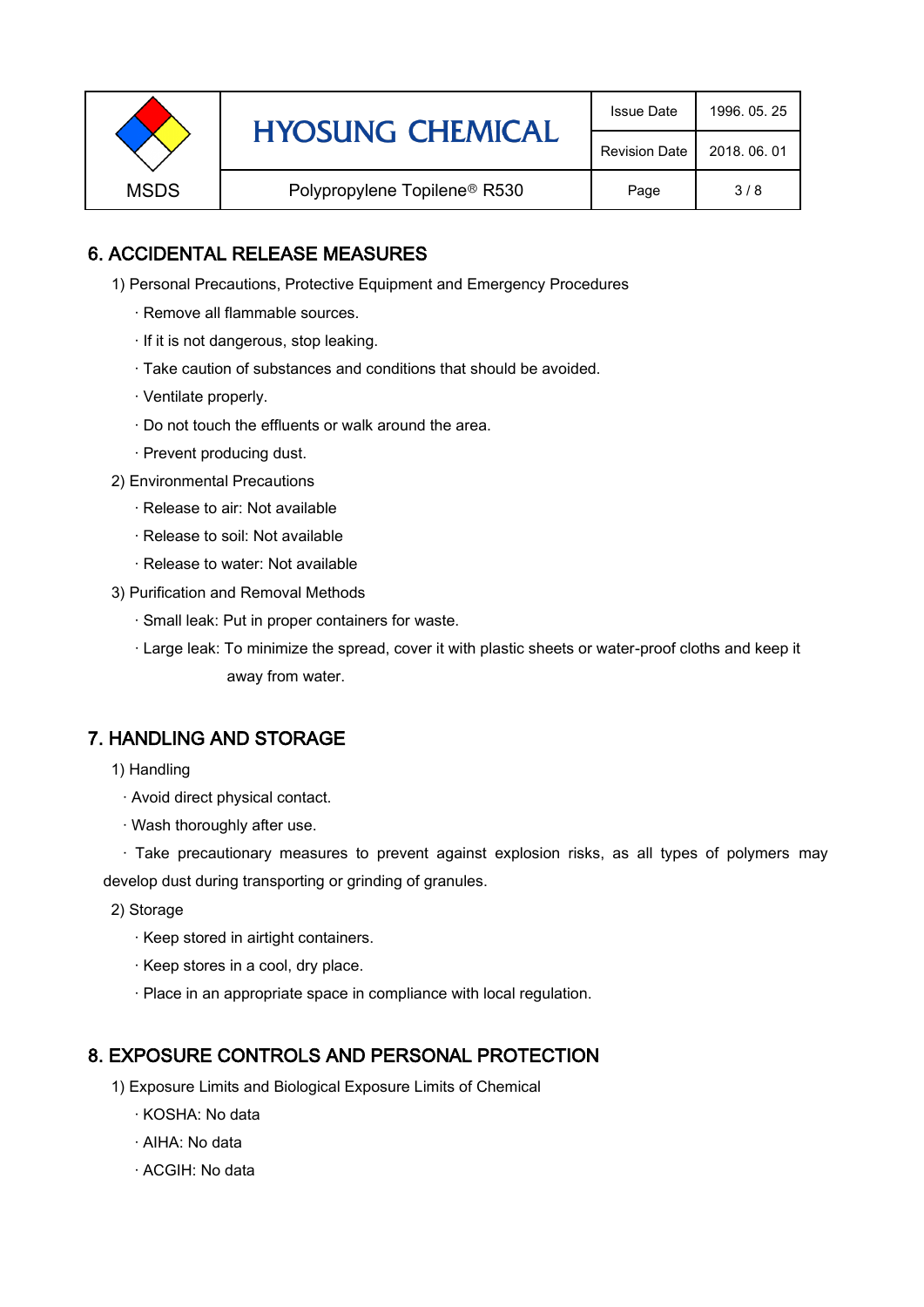## 6. ACCIDENTAL RELEASE MEASURES

1) Personal Precautions, Protective Equipment and Emergency Procedures

- · Remove all flammable sources.
- · If it is not dangerous, stop leaking.
- · Take caution of substances and conditions that should be avoided.
- · Ventilate properly.
- · Do not touch the effluents or walk around the area.
- · Prevent producing dust.

2) Environmental Precautions

- · Release to air: Not available
- · Release to soil: Not available
- · Release to water: Not available

3) Purification and Removal Methods

- · Small leak: Put in proper containers for waste.
- · Large leak: To minimize the spread, cover it with plastic sheets or water-proof cloths and keep it away from water.

## 7. HANDLING AND STORAGE

1) Handling

- · Avoid direct physical contact.
- · Wash thoroughly after use.
- · Take precautionary measures to prevent against explosion risks, as all types of polymers may develop dust during transporting or grinding of granules.

2) Storage

- · Keep stored in airtight containers.
- · Keep stores in a cool, dry place.
- · Place in an appropriate space in compliance with local regulation.

## 8. EXPOSURE CONTROLS AND PERSONAL PROTECTION

1) Exposure Limits and Biological Exposure Limits of Chemical

- · KOSHA: No data
- · AIHA: No data
- · ACGIH: No data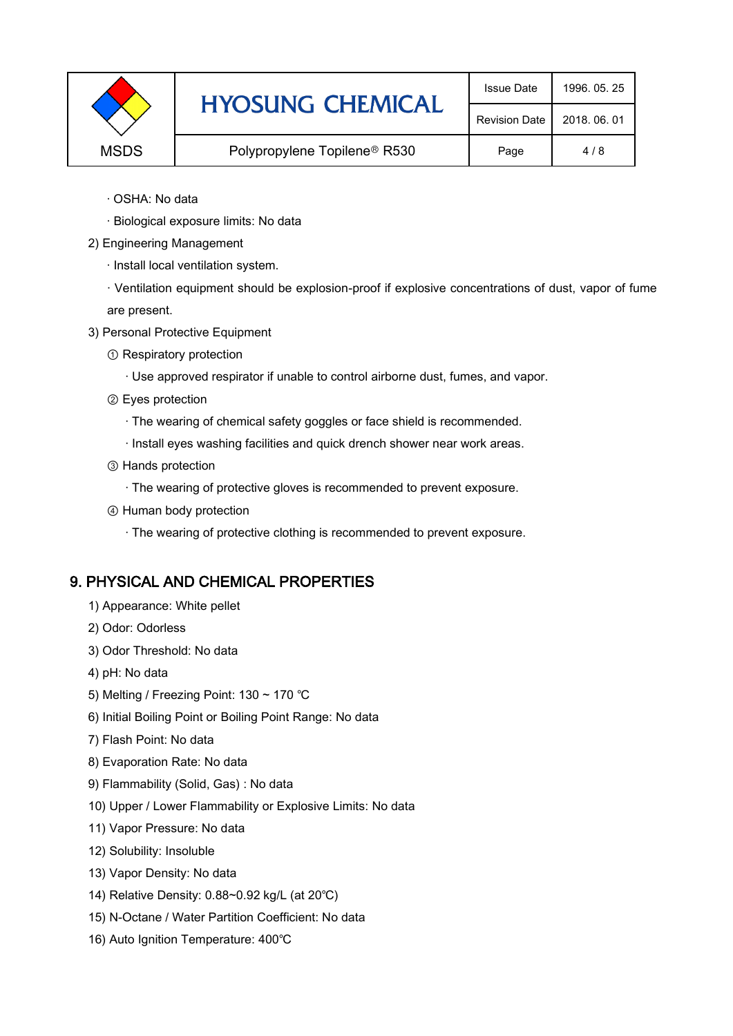· OSHA: No data

· Biological exposure limits: No data

2) Engineering Management

· Install local ventilation system.

· Ventilation equipment should be explosion-proof if explosive concentrations of dust, vapor of fume are present.

3) Personal Protective Equipment

① Respiratory protection

· Use approved respirator if unable to control airborne dust, fumes, and vapor.

② Eyes protection

· The wearing of chemical safety goggles or face shield is recommended.

· Install eyes washing facilities and quick drench shower near work areas.

③ Hands protection

· The wearing of protective gloves is recommended to prevent exposure.

④ Human body protection

· The wearing of protective clothing is recommended to prevent exposure.

## 9. PHYSICAL AND CHEMICAL PROPERTIES

1) Appearance: White pellet

2) Odor: Odorless

3) Odor Threshold: No data

4) pH: No data

5) Melting / Freezing Point: 130 ~ 170 ℃

6) Initial Boiling Point or Boiling Point Range: No data

7) Flash Point: No data

8) Evaporation Rate: No data

9) Flammability (Solid, Gas) : No data

10) Upper / Lower Flammability or Explosive Limits: No data

11) Vapor Pressure: No data

12) Solubility: Insoluble

13) Vapor Density: No data

14) Relative Density: 0.88~0.92 kg/L (at 20℃)

15) N-Octane / Water Partition Coefficient: No data

16) Auto Ignition Temperature: 400℃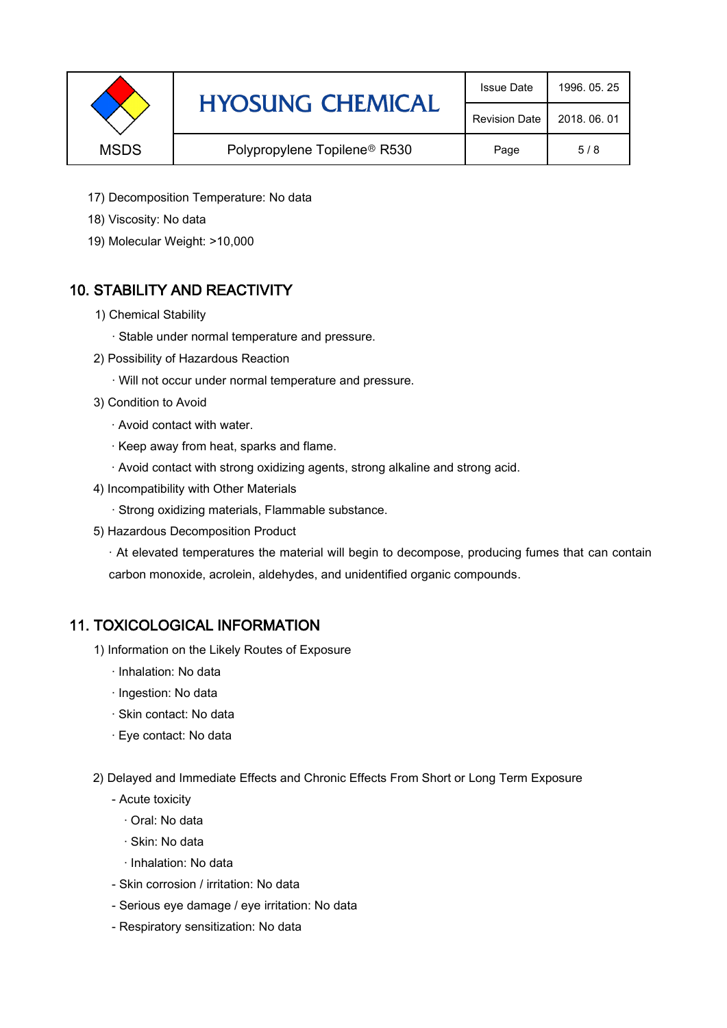17) Decomposition Temperature: No data

18) Viscosity: No data

19) Molecular Weight: >10,000

## 10. STABILITY AND REACTIVITY

1) Chemical Stability

· Stable under normal temperature and pressure.

2) Possibility of Hazardous Reaction

· Will not occur under normal temperature and pressure.

3) Condition to Avoid

· Avoid contact with water.

· Keep away from heat, sparks and flame.

· Avoid contact with strong oxidizing agents, strong alkaline and strong acid.

4) Incompatibility with Other Materials

· Strong oxidizing materials, Flammable substance.

5) Hazardous Decomposition Product

· At elevated temperatures the material will begin to decompose, producing fumes that can contain carbon monoxide, acrolein, aldehydes, and unidentified organic compounds.

## 11. TOXICOLOGICAL INFORMATION

1) Information on the Likely Routes of Exposure

· Inhalation: No data

· Ingestion: No data

· Skin contact: No data

· Eye contact: No data

2) Delayed and Immediate Effects and Chronic Effects From Short or Long Term Exposure

- Acute toxicity
  - · Oral: No data
  - · Skin: No data
  - · Inhalation: No data
- Skin corrosion / irritation: No data
- Serious eye damage / eye irritation: No data
- Respiratory sensitization: No data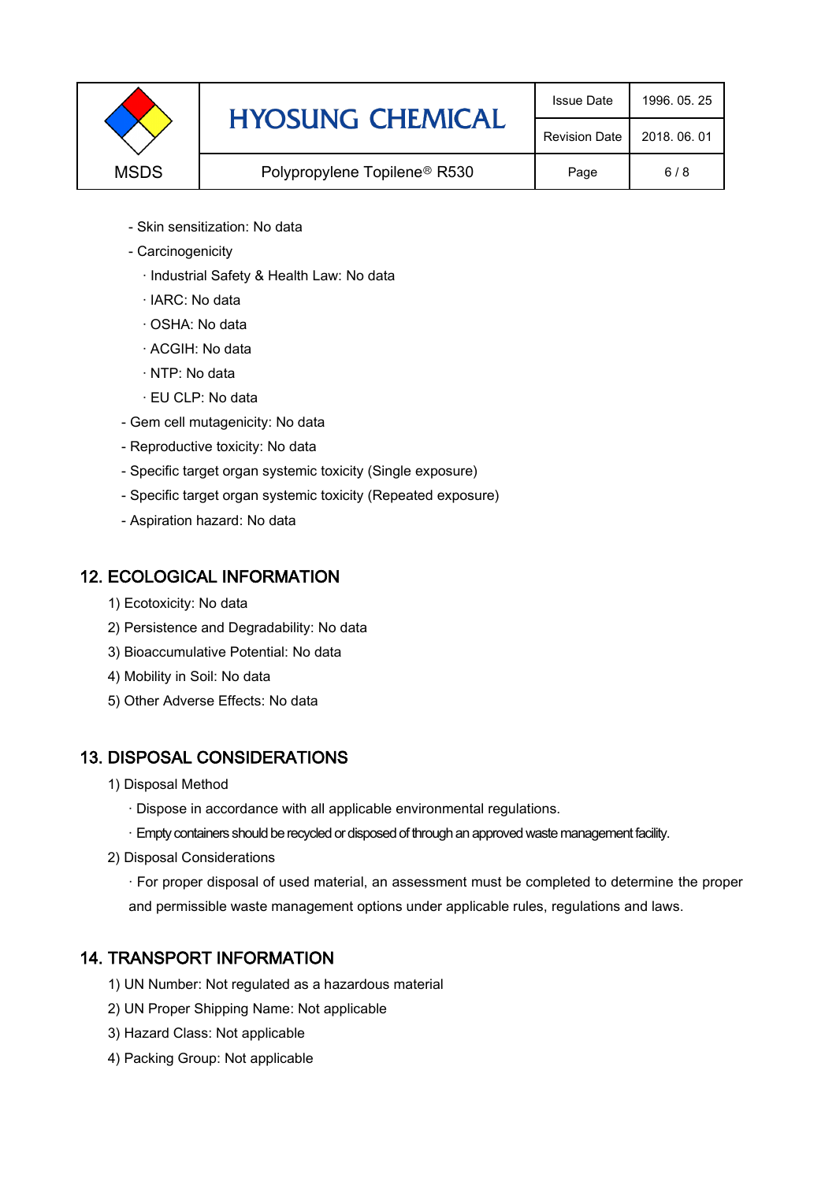- Skin sensitization: No data
- Carcinogenicity
  - · Industrial Safety & Health Law: No data
  - · IARC: No data
  - · OSHA: No data
  - · ACGIH: No data
  - · NTP: No data
  - · EU CLP: No data
- Gem cell mutagenicity: No data
- Reproductive toxicity: No data
- Specific target organ systemic toxicity (Single exposure)
- Specific target organ systemic toxicity (Repeated exposure)
- Aspiration hazard: No data

## 12. ECOLOGICAL INFORMATION

1) Ecotoxicity: No data
2) Persistence and Degradability: No data
3) Bioaccumulative Potential: No data
4) Mobility in Soil: No data
5) Other Adverse Effects: No data

## 13. DISPOSAL CONSIDERATIONS

1) Disposal Method
   - · Dispose in accordance with all applicable environmental regulations.
   - · Empty containers should be recycled or disposed of through an approved waste management facility.
2) Disposal Considerations
   - · For proper disposal of used material, an assessment must be completed to determine the proper and permissible waste management options under applicable rules, regulations and laws.

## 14. TRANSPORT INFORMATION

1) UN Number: Not regulated as a hazardous material
2) UN Proper Shipping Name: Not applicable
3) Hazard Class: Not applicable
4) Packing Group: Not applicable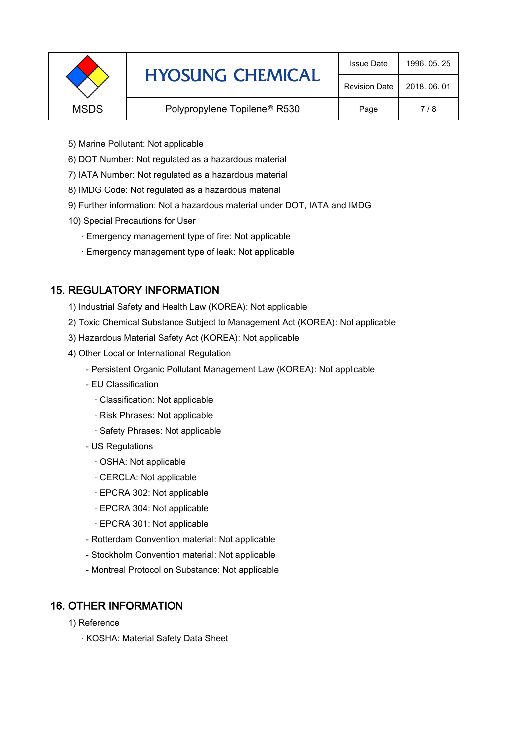5) Marine Pollutant: Not applicable

6) DOT Number: Not regulated as a hazardous material

7) IATA Number: Not regulated as a hazardous material

8) IMDG Code: Not regulated as a hazardous material

9) Further information: Not a hazardous material under DOT, IATA and IMDG

10) Special Precautions for User

· Emergency management type of fire: Not applicable

· Emergency management type of leak: Not applicable

## 15. REGULATORY INFORMATION

1) Industrial Safety and Health Law (KOREA): Not applicable

2) Toxic Chemical Substance Subject to Management Act (KOREA): Not applicable

3) Hazardous Material Safety Act (KOREA): Not applicable

4) Other Local or International Regulation

- Persistent Organic Pollutant Management Law (KOREA): Not applicable
- EU Classification
  - · Classification: Not applicable
  - · Risk Phrases: Not applicable
  - · Safety Phrases: Not applicable
- US Regulations
  - · OSHA: Not applicable
  - · CERCLA: Not applicable
  - · EPCRA 302: Not applicable
  - · EPCRA 304: Not applicable
  - · EPCRA 301: Not applicable
- Rotterdam Convention material: Not applicable
- Stockholm Convention material: Not applicable
- Montreal Protocol on Substance: Not applicable

## 16. OTHER INFORMATION

1) Reference

· KOSHA: Material Safety Data Sheet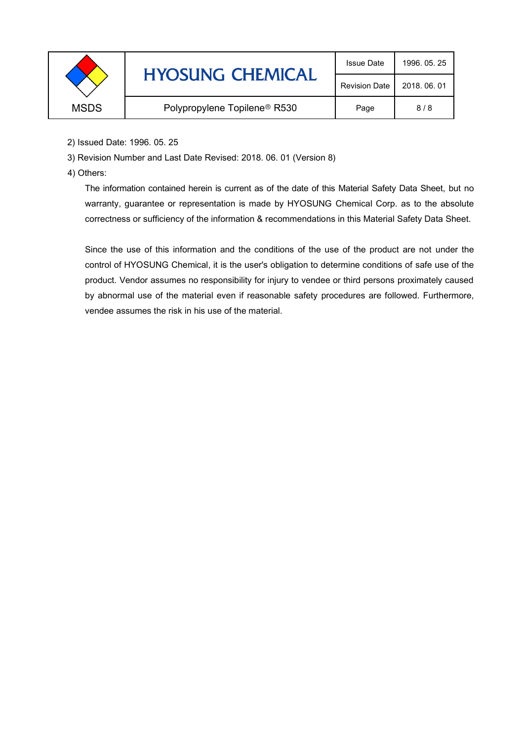2) Issued Date: 1996. 05. 25

3) Revision Number and Last Date Revised: 2018. 06. 01 (Version 8)

4) Others:

The information contained herein is current as of the date of this Material Safety Data Sheet, but no warranty, guarantee or representation is made by HYOSUNG Chemical Corp. as to the absolute correctness or sufficiency of the information & recommendations in this Material Safety Data Sheet.

Since the use of this information and the conditions of the use of the product are not under the control of HYOSUNG Chemical, it is the user's obligation to determine conditions of safe use of the product. Vendor assumes no responsibility for injury to vendee or third persons proximately caused by abnormal use of the material even if reasonable safety procedures are followed. Furthermore, vendee assumes the risk in his use of the material.